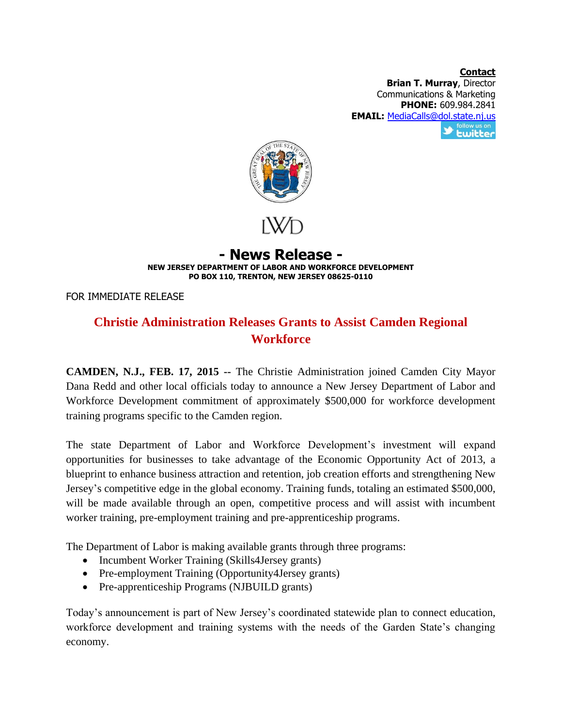**Contact**
**Brian T. Murray**, Director
Communications & Marketing
**PHONE:** 609.984.2841
**EMAIL:** MediaCalls@dol.state.nj.us

LWD

# - News Release -

**NEW JERSEY DEPARTMENT OF LABOR AND WORKFORCE DEVELOPMENT**
**PO BOX 110, TRENTON, NEW JERSEY 08625-0110**

FOR IMMEDIATE RELEASE

## Christie Administration Releases Grants to Assist Camden Regional Workforce

**CAMDEN, N.J., FEB. 17, 2015** -- The Christie Administration joined Camden City Mayor Dana Redd and other local officials today to announce a New Jersey Department of Labor and Workforce Development commitment of approximately $500,000 for workforce development training programs specific to the Camden region.

The state Department of Labor and Workforce Development's investment will expand opportunities for businesses to take advantage of the Economic Opportunity Act of 2013, a blueprint to enhance business attraction and retention, job creation efforts and strengthening New Jersey's competitive edge in the global economy. Training funds, totaling an estimated $500,000, will be made available through an open, competitive process and will assist with incumbent worker training, pre-employment training and pre-apprenticeship programs.

The Department of Labor is making available grants through three programs:

- Incumbent Worker Training (Skills4Jersey grants)
- Pre-employment Training (Opportunity4Jersey grants)
- Pre-apprenticeship Programs (NJBUILD grants)

Today's announcement is part of New Jersey's coordinated statewide plan to connect education, workforce development and training systems with the needs of the Garden State's changing economy.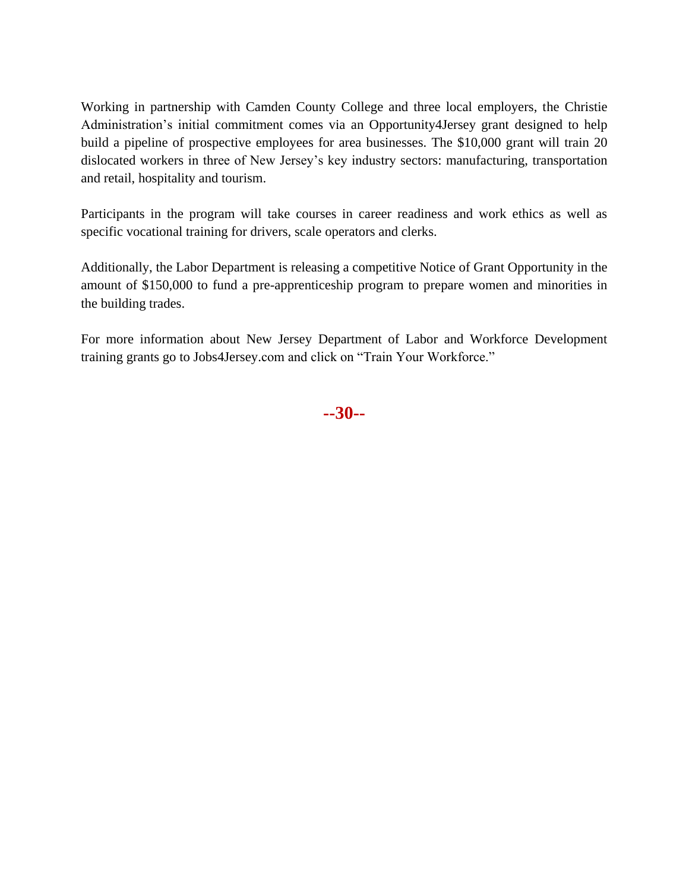Working in partnership with Camden County College and three local employers, the Christie Administration's initial commitment comes via an Opportunity4Jersey grant designed to help build a pipeline of prospective employees for area businesses. The $10,000 grant will train 20 dislocated workers in three of New Jersey's key industry sectors: manufacturing, transportation and retail, hospitality and tourism.

Participants in the program will take courses in career readiness and work ethics as well as specific vocational training for drivers, scale operators and clerks.

Additionally, the Labor Department is releasing a competitive Notice of Grant Opportunity in the amount of $150,000 to fund a pre-apprenticeship program to prepare women and minorities in the building trades.

For more information about New Jersey Department of Labor and Workforce Development training grants go to Jobs4Jersey.com and click on "Train Your Workforce."

**--30--**